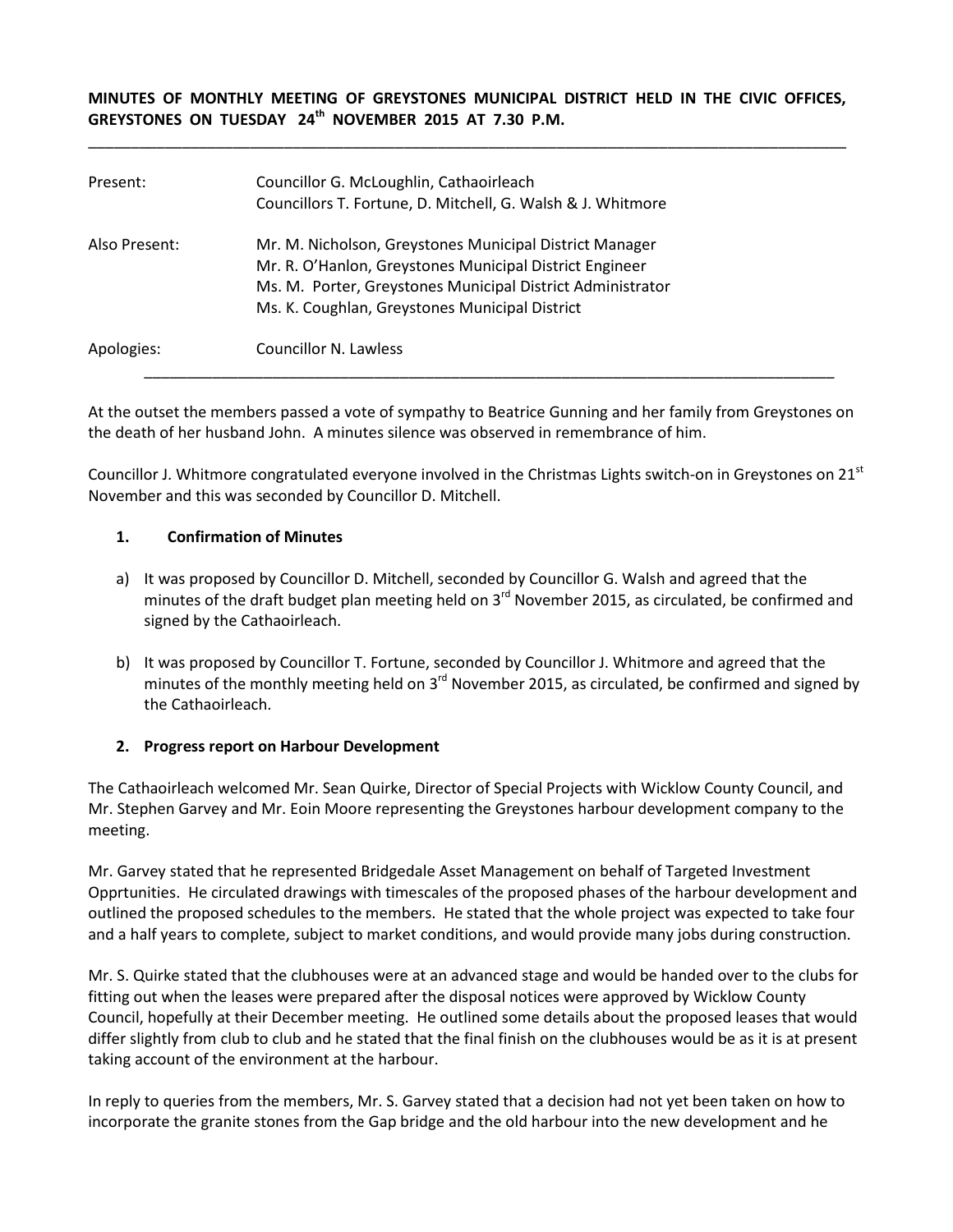**MINUTES OF MONTHLY MEETING OF GREYSTONES MUNICIPAL DISTRICT HELD IN THE CIVIC OFFICES, GREYSTONES ON TUESDAY 24th NOVEMBER 2015 AT 7.30 P.M.**

---

| | |
|---|---|
| Present: | Councillor G. McLoughlin, Cathaoirleach<br>Councillors T. Fortune, D. Mitchell, G. Walsh & J. Whitmore |
| Also Present: | Mr. M. Nicholson, Greystones Municipal District Manager<br>Mr. R. O'Hanlon, Greystones Municipal District Engineer<br>Ms. M. Porter, Greystones Municipal District Administrator<br>Ms. K. Coughlan, Greystones Municipal District |
| Apologies: | Councillor N. Lawless |

---

At the outset the members passed a vote of sympathy to Beatrice Gunning and her family from Greystones on the death of her husband John. A minutes silence was observed in remembrance of him.

Councillor J. Whitmore congratulated everyone involved in the Christmas Lights switch-on in Greystones on 21st November and this was seconded by Councillor D. Mitchell.

### 1. Confirmation of Minutes

a) It was proposed by Councillor D. Mitchell, seconded by Councillor G. Walsh and agreed that the minutes of the draft budget plan meeting held on 3rd November 2015, as circulated, be confirmed and signed by the Cathaoirleach.

b) It was proposed by Councillor T. Fortune, seconded by Councillor J. Whitmore and agreed that the minutes of the monthly meeting held on 3rd November 2015, as circulated, be confirmed and signed by the Cathaoirleach.

### 2. Progress report on Harbour Development

The Cathaoirleach welcomed Mr. Sean Quirke, Director of Special Projects with Wicklow County Council, and Mr. Stephen Garvey and Mr. Eoin Moore representing the Greystones harbour development company to the meeting.

Mr. Garvey stated that he represented Bridgedale Asset Management on behalf of Targeted Investment Opprtunities. He circulated drawings with timescales of the proposed phases of the harbour development and outlined the proposed schedules to the members. He stated that the whole project was expected to take four and a half years to complete, subject to market conditions, and would provide many jobs during construction.

Mr. S. Quirke stated that the clubhouses were at an advanced stage and would be handed over to the clubs for fitting out when the leases were prepared after the disposal notices were approved by Wicklow County Council, hopefully at their December meeting. He outlined some details about the proposed leases that would differ slightly from club to club and he stated that the final finish on the clubhouses would be as it is at present taking account of the environment at the harbour.

In reply to queries from the members, Mr. S. Garvey stated that a decision had not yet been taken on how to incorporate the granite stones from the Gap bridge and the old harbour into the new development and he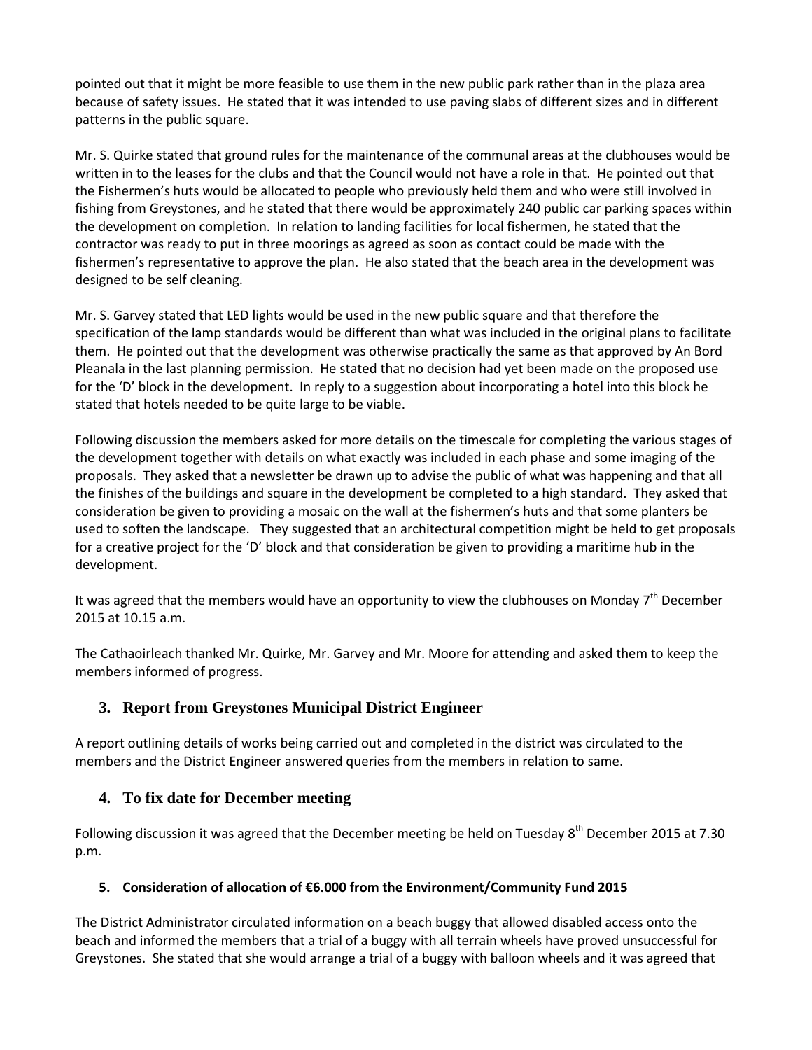pointed out that it might be more feasible to use them in the new public park rather than in the plaza area because of safety issues. He stated that it was intended to use paving slabs of different sizes and in different patterns in the public square.

Mr. S. Quirke stated that ground rules for the maintenance of the communal areas at the clubhouses would be written in to the leases for the clubs and that the Council would not have a role in that. He pointed out that the Fishermen's huts would be allocated to people who previously held them and who were still involved in fishing from Greystones, and he stated that there would be approximately 240 public car parking spaces within the development on completion. In relation to landing facilities for local fishermen, he stated that the contractor was ready to put in three moorings as agreed as soon as contact could be made with the fishermen's representative to approve the plan. He also stated that the beach area in the development was designed to be self cleaning.

Mr. S. Garvey stated that LED lights would be used in the new public square and that therefore the specification of the lamp standards would be different than what was included in the original plans to facilitate them. He pointed out that the development was otherwise practically the same as that approved by An Bord Pleanala in the last planning permission. He stated that no decision had yet been made on the proposed use for the 'D' block in the development. In reply to a suggestion about incorporating a hotel into this block he stated that hotels needed to be quite large to be viable.

Following discussion the members asked for more details on the timescale for completing the various stages of the development together with details on what exactly was included in each phase and some imaging of the proposals. They asked that a newsletter be drawn up to advise the public of what was happening and that all the finishes of the buildings and square in the development be completed to a high standard. They asked that consideration be given to providing a mosaic on the wall at the fishermen's huts and that some planters be used to soften the landscape. They suggested that an architectural competition might be held to get proposals for a creative project for the 'D' block and that consideration be given to providing a maritime hub in the development.

It was agreed that the members would have an opportunity to view the clubhouses on Monday 7th December 2015 at 10.15 a.m.

The Cathaoirleach thanked Mr. Quirke, Mr. Garvey and Mr. Moore for attending and asked them to keep the members informed of progress.

## 3. Report from Greystones Municipal District Engineer

A report outlining details of works being carried out and completed in the district was circulated to the members and the District Engineer answered queries from the members in relation to same.

## 4. To fix date for December meeting

Following discussion it was agreed that the December meeting be held on Tuesday 8th December 2015 at 7.30 p.m.

### 5. Consideration of allocation of €6.000 from the Environment/Community Fund 2015

The District Administrator circulated information on a beach buggy that allowed disabled access onto the beach and informed the members that a trial of a buggy with all terrain wheels have proved unsuccessful for Greystones. She stated that she would arrange a trial of a buggy with balloon wheels and it was agreed that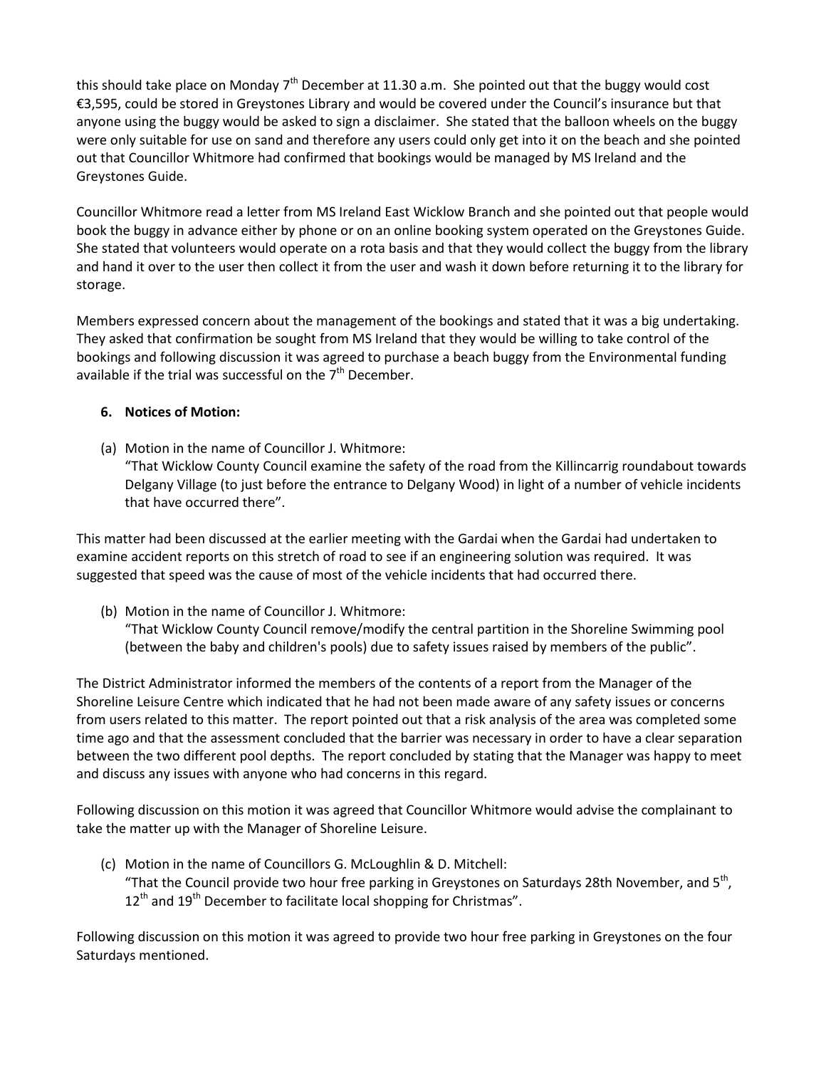this should take place on Monday 7th December at 11.30 a.m. She pointed out that the buggy would cost €3,595, could be stored in Greystones Library and would be covered under the Council's insurance but that anyone using the buggy would be asked to sign a disclaimer. She stated that the balloon wheels on the buggy were only suitable for use on sand and therefore any users could only get into it on the beach and she pointed out that Councillor Whitmore had confirmed that bookings would be managed by MS Ireland and the Greystones Guide.

Councillor Whitmore read a letter from MS Ireland East Wicklow Branch and she pointed out that people would book the buggy in advance either by phone or on an online booking system operated on the Greystones Guide. She stated that volunteers would operate on a rota basis and that they would collect the buggy from the library and hand it over to the user then collect it from the user and wash it down before returning it to the library for storage.

Members expressed concern about the management of the bookings and stated that it was a big undertaking. They asked that confirmation be sought from MS Ireland that they would be willing to take control of the bookings and following discussion it was agreed to purchase a beach buggy from the Environmental funding available if the trial was successful on the 7th December.

**6. Notices of Motion:**

(a) Motion in the name of Councillor J. Whitmore:
"That Wicklow County Council examine the safety of the road from the Killincarrig roundabout towards Delgany Village (to just before the entrance to Delgany Wood) in light of a number of vehicle incidents that have occurred there".

This matter had been discussed at the earlier meeting with the Gardai when the Gardai had undertaken to examine accident reports on this stretch of road to see if an engineering solution was required. It was suggested that speed was the cause of most of the vehicle incidents that had occurred there.

(b) Motion in the name of Councillor J. Whitmore:
"That Wicklow County Council remove/modify the central partition in the Shoreline Swimming pool (between the baby and children's pools) due to safety issues raised by members of the public".

The District Administrator informed the members of the contents of a report from the Manager of the Shoreline Leisure Centre which indicated that he had not been made aware of any safety issues or concerns from users related to this matter. The report pointed out that a risk analysis of the area was completed some time ago and that the assessment concluded that the barrier was necessary in order to have a clear separation between the two different pool depths. The report concluded by stating that the Manager was happy to meet and discuss any issues with anyone who had concerns in this regard.

Following discussion on this motion it was agreed that Councillor Whitmore would advise the complainant to take the matter up with the Manager of Shoreline Leisure.

(c) Motion in the name of Councillors G. McLoughlin & D. Mitchell:
"That the Council provide two hour free parking in Greystones on Saturdays 28th November, and 5th, 12th and 19th December to facilitate local shopping for Christmas".

Following discussion on this motion it was agreed to provide two hour free parking in Greystones on the four Saturdays mentioned.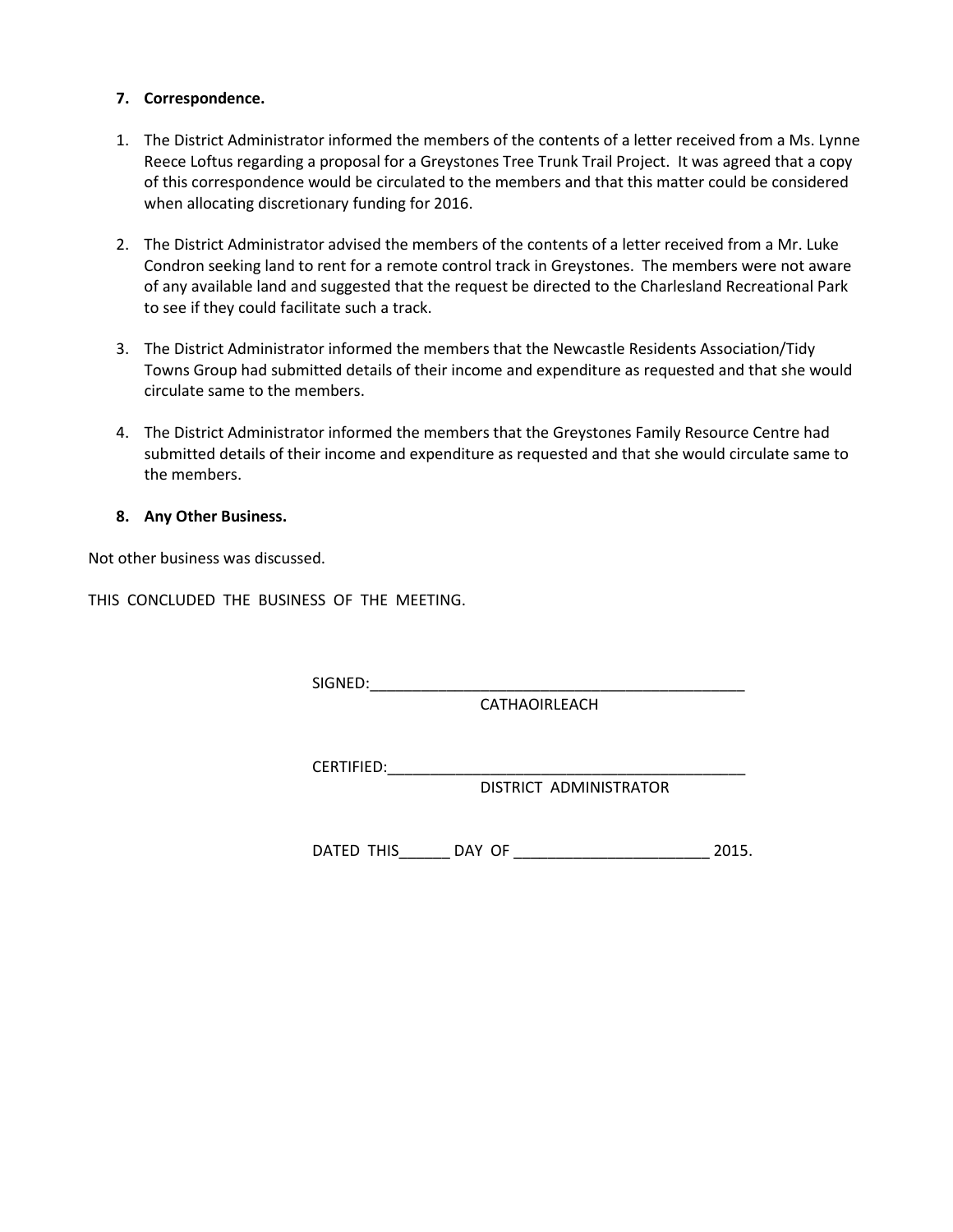7. **Correspondence.**

1. The District Administrator informed the members of the contents of a letter received from a Ms. Lynne Reece Loftus regarding a proposal for a Greystones Tree Trunk Trail Project. It was agreed that a copy of this correspondence would be circulated to the members and that this matter could be considered when allocating discretionary funding for 2016.

2. The District Administrator advised the members of the contents of a letter received from a Mr. Luke Condron seeking land to rent for a remote control track in Greystones. The members were not aware of any available land and suggested that the request be directed to the Charlesland Recreational Park to see if they could facilitate such a track.

3. The District Administrator informed the members that the Newcastle Residents Association/Tidy Towns Group had submitted details of their income and expenditure as requested and that she would circulate same to the members.

4. The District Administrator informed the members that the Greystones Family Resource Centre had submitted details of their income and expenditure as requested and that she would circulate same to the members.

8. **Any Other Business.**

Not other business was discussed.

THIS CONCLUDED THE BUSINESS OF THE MEETING.

SIGNED:_______________________________________________
CATHAOIRLEACH

CERTIFIED:_____________________________________________
DISTRICT ADMINISTRATOR

DATED THIS______ DAY OF _______________________ 2015.